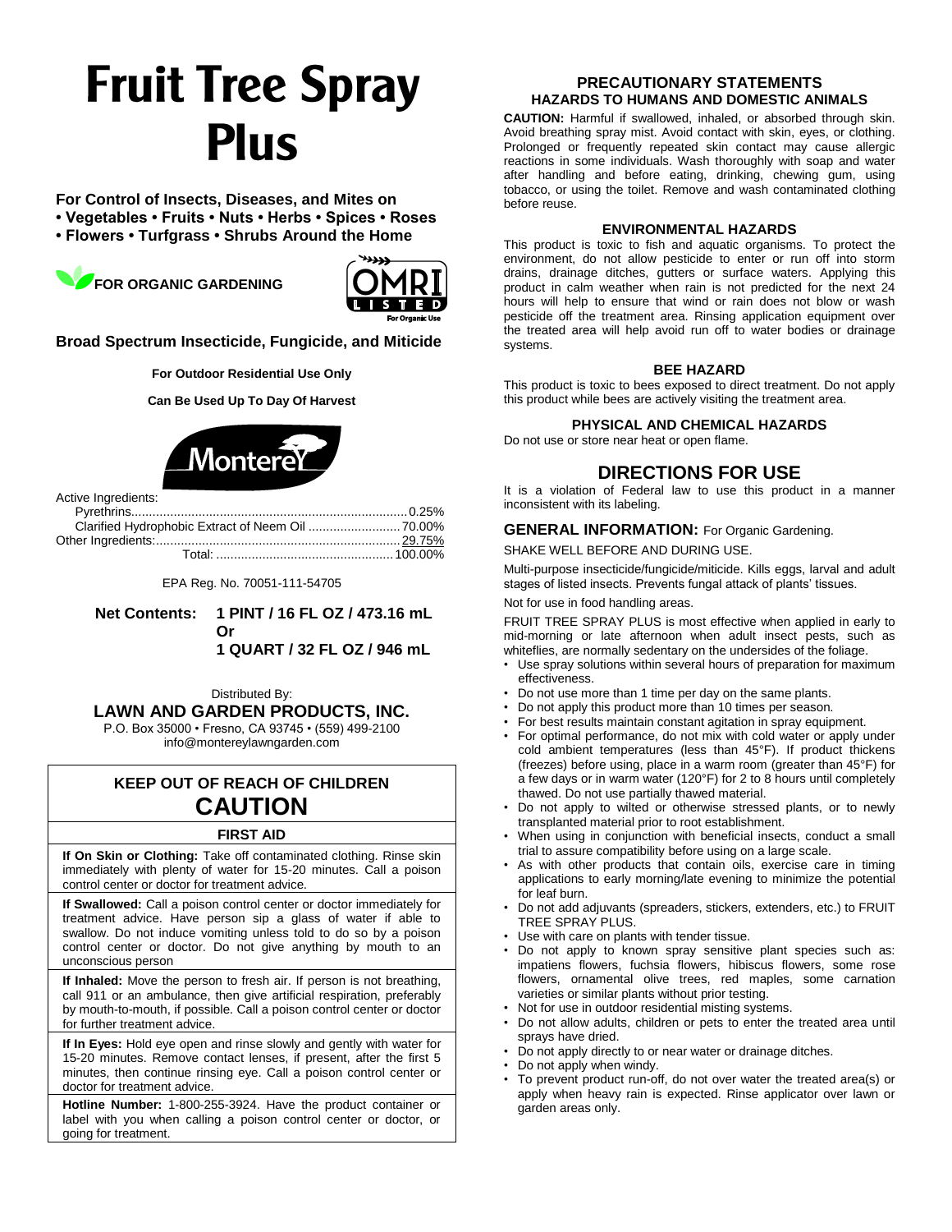# Fruit Tree Spray Plus

**For Control of Insects, Diseases, and Mites on**
**• Vegetables • Fruits • Nuts • Herbs • Spices • Roses**
**• Flowers • Turfgrass • Shrubs Around the Home**

**FOR ORGANIC GARDENING**

OMRI LISTED For Organic Use

**Broad Spectrum Insecticide, Fungicide, and Miticide**

**For Outdoor Residential Use Only**

**Can Be Used Up To Day Of Harvest**

Monterey

| Active Ingredients: | |
|---|---|
| Pyrethrins | 0.25% |
| Clarified Hydrophobic Extract of Neem Oil | 70.00% |
| Other Ingredients: | 29.75% |
| Total: | 100.00% |

EPA Reg. No. 70051-111-54705

**Net Contents: 1 PINT / 16 FL OZ / 473.16 mL Or 1 QUART / 32 FL OZ / 946 mL**

Distributed By:
**LAWN AND GARDEN PRODUCTS, INC.**
P.O. Box 35000 • Fresno, CA 93745 • (559) 499-2100
info@montereylawngarden.com

## KEEP OUT OF REACH OF CHILDREN
## CAUTION

### FIRST AID

**If On Skin or Clothing:** Take off contaminated clothing. Rinse skin immediately with plenty of water for 15-20 minutes. Call a poison control center or doctor for treatment advice.

**If Swallowed:** Call a poison control center or doctor immediately for treatment advice. Have person sip a glass of water if able to swallow. Do not induce vomiting unless told to do so by a poison control center or doctor. Do not give anything by mouth to an unconscious person

**If Inhaled:** Move the person to fresh air. If person is not breathing, call 911 or an ambulance, then give artificial respiration, preferably by mouth-to-mouth, if possible. Call a poison control center or doctor for further treatment advice.

**If In Eyes:** Hold eye open and rinse slowly and gently with water for 15-20 minutes. Remove contact lenses, if present, after the first 5 minutes, then continue rinsing eye. Call a poison control center or doctor for treatment advice.

**Hotline Number:** 1-800-255-3924. Have the product container or label with you when calling a poison control center or doctor, or going for treatment.

## PRECAUTIONARY STATEMENTS
### HAZARDS TO HUMANS AND DOMESTIC ANIMALS

**CAUTION:** Harmful if swallowed, inhaled, or absorbed through skin. Avoid breathing spray mist. Avoid contact with skin, eyes, or clothing. Prolonged or frequently repeated skin contact may cause allergic reactions in some individuals. Wash thoroughly with soap and water after handling and before eating, drinking, chewing gum, using tobacco, or using the toilet. Remove and wash contaminated clothing before reuse.

### ENVIRONMENTAL HAZARDS

This product is toxic to fish and aquatic organisms. To protect the environment, do not allow pesticide to enter or run off into storm drains, drainage ditches, gutters or surface waters. Applying this product in calm weather when rain is not predicted for the next 24 hours will help to ensure that wind or rain does not blow or wash pesticide off the treatment area. Rinsing application equipment over the treated area will help avoid run off to water bodies or drainage systems.

### BEE HAZARD

This product is toxic to bees exposed to direct treatment. Do not apply this product while bees are actively visiting the treatment area.

### PHYSICAL AND CHEMICAL HAZARDS

Do not use or store near heat or open flame.

## DIRECTIONS FOR USE

It is a violation of Federal law to use this product in a manner inconsistent with its labeling.

**GENERAL INFORMATION:** For Organic Gardening.

SHAKE WELL BEFORE AND DURING USE.

Multi-purpose insecticide/fungicide/miticide. Kills eggs, larval and adult stages of listed insects. Prevents fungal attack of plants' tissues.

Not for use in food handling areas.

FRUIT TREE SPRAY PLUS is most effective when applied in early to mid-morning or late afternoon when adult insect pests, such as whiteflies, are normally sedentary on the undersides of the foliage.

- Use spray solutions within several hours of preparation for maximum effectiveness.
- Do not use more than 1 time per day on the same plants.
- Do not apply this product more than 10 times per season.
- For best results maintain constant agitation in spray equipment.
- For optimal performance, do not mix with cold water or apply under cold ambient temperatures (less than 45°F). If product thickens (freezes) before using, place in a warm room (greater than 45°F) for a few days or in warm water (120°F) for 2 to 8 hours until completely thawed. Do not use partially thawed material.
- Do not apply to wilted or otherwise stressed plants, or to newly transplanted material prior to root establishment.
- When using in conjunction with beneficial insects, conduct a small trial to assure compatibility before using on a large scale.
- As with other products that contain oils, exercise care in timing applications to early morning/late evening to minimize the potential for leaf burn.
- Do not add adjuvants (spreaders, stickers, extenders, etc.) to FRUIT TREE SPRAY PLUS.
- Use with care on plants with tender tissue.
- Do not apply to known spray sensitive plant species such as: impatiens flowers, fuchsia flowers, hibiscus flowers, some rose flowers, ornamental olive trees, red maples, some carnation varieties or similar plants without prior testing.
- Not for use in outdoor residential misting systems.
- Do not allow adults, children or pets to enter the treated area until sprays have dried.
- Do not apply directly to or near water or drainage ditches.
- Do not apply when windy.
- To prevent product run-off, do not over water the treated area(s) or apply when heavy rain is expected. Rinse applicator over lawn or garden areas only.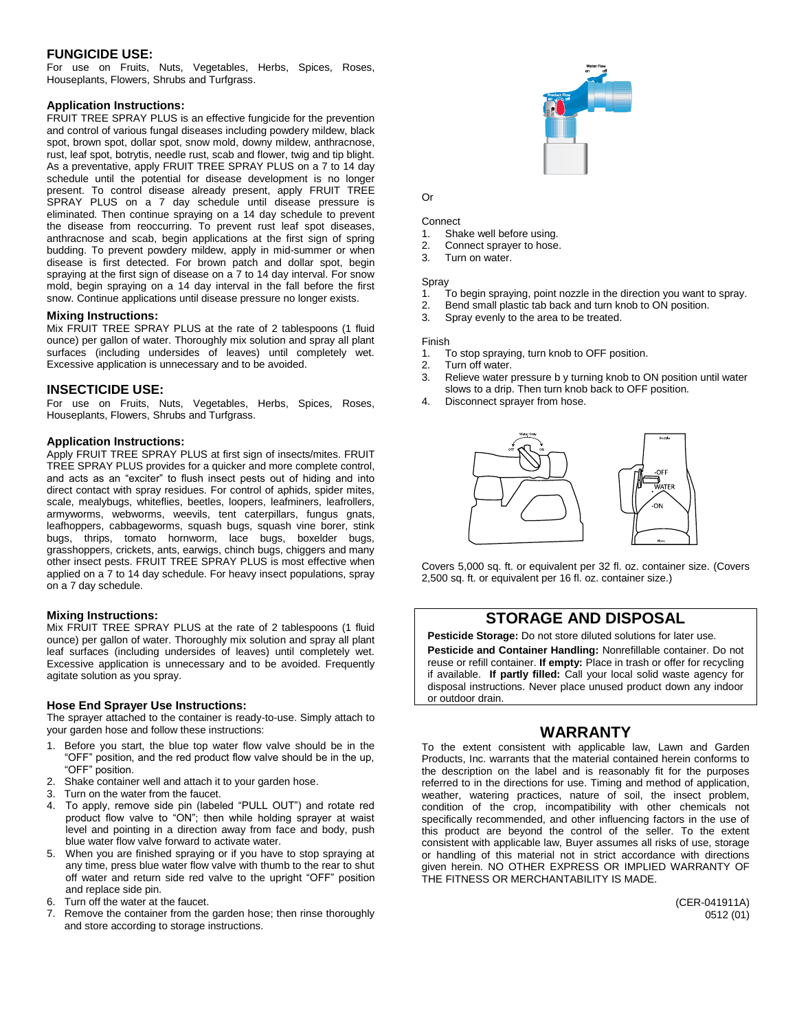## FUNGICIDE USE:

For use on Fruits, Nuts, Vegetables, Herbs, Spices, Roses, Houseplants, Flowers, Shrubs and Turfgrass.

### Application Instructions:

FRUIT TREE SPRAY PLUS is an effective fungicide for the prevention and control of various fungal diseases including powdery mildew, black spot, brown spot, dollar spot, snow mold, downy mildew, anthracnose, rust, leaf spot, botrytis, needle rust, scab and flower, twig and tip blight. As a preventative, apply FRUIT TREE SPRAY PLUS on a 7 to 14 day schedule until the potential for disease development is no longer present. To control disease already present, apply FRUIT TREE SPRAY PLUS on a 7 day schedule until disease pressure is eliminated. Then continue spraying on a 14 day schedule to prevent the disease from reoccurring. To prevent rust leaf spot diseases, anthracnose and scab, begin applications at the first sign of spring budding. To prevent powdery mildew, apply in mid-summer or when disease is first detected. For brown patch and dollar spot, begin spraying at the first sign of disease on a 7 to 14 day interval. For snow mold, begin spraying on a 14 day interval in the fall before the first snow. Continue applications until disease pressure no longer exists.

### Mixing Instructions:

Mix FRUIT TREE SPRAY PLUS at the rate of 2 tablespoons (1 fluid ounce) per gallon of water. Thoroughly mix solution and spray all plant surfaces (including undersides of leaves) until completely wet. Excessive application is unnecessary and to be avoided.

## INSECTICIDE USE:

For use on Fruits, Nuts, Vegetables, Herbs, Spices, Roses, Houseplants, Flowers, Shrubs and Turfgrass.

### Application Instructions:

Apply FRUIT TREE SPRAY PLUS at first sign of insects/mites. FRUIT TREE SPRAY PLUS provides for a quicker and more complete control, and acts as an "exciter" to flush insect pests out of hiding and into direct contact with spray residues. For control of aphids, spider mites, scale, mealybugs, whiteflies, beetles, loopers, leafminers, leafrollers, armyworms, webworms, weevils, tent caterpillars, fungus gnats, leafhoppers, cabbageworms, squash bugs, squash vine borer, stink bugs, thrips, tomato hornworm, lace bugs, boxelder bugs, grasshoppers, crickets, ants, earwigs, chinch bugs, chiggers and many other insect pests. FRUIT TREE SPRAY PLUS is most effective when applied on a 7 to 14 day schedule. For heavy insect populations, spray on a 7 day schedule.

### Mixing Instructions:

Mix FRUIT TREE SPRAY PLUS at the rate of 2 tablespoons (1 fluid ounce) per gallon of water. Thoroughly mix solution and spray all plant leaf surfaces (including undersides of leaves) until completely wet. Excessive application is unnecessary and to be avoided. Frequently agitate solution as you spray.

### Hose End Sprayer Use Instructions:

The sprayer attached to the container is ready-to-use. Simply attach to your garden hose and follow these instructions:

1. Before you start, the blue top water flow valve should be in the "OFF" position, and the red product flow valve should be in the up, "OFF" position.
2. Shake container well and attach it to your garden hose.
3. Turn on the water from the faucet.
4. To apply, remove side pin (labeled "PULL OUT") and rotate red product flow valve to "ON"; then while holding sprayer at waist level and pointing in a direction away from face and body, push blue water flow valve forward to activate water.
5. When you are finished spraying or if you have to stop spraying at any time, press blue water flow valve with thumb to the rear to shut off water and return side red valve to the upright "OFF" position and replace side pin.
6. Turn off the water at the faucet.
7. Remove the container from the garden hose; then rinse thoroughly and store according to storage instructions.

Or

Connect
1. Shake well before using.
2. Connect sprayer to hose.
3. Turn on water.

Spray
1. To begin spraying, point nozzle in the direction you want to spray.
2. Bend small plastic tab back and turn knob to ON position.
3. Spray evenly to the area to be treated.

Finish
1. To stop spraying, turn knob to OFF position.
2. Turn off water.
3. Relieve water pressure b y turning knob to ON position until water slows to a drip. Then turn knob back to OFF position.
4. Disconnect sprayer from hose.

Covers 5,000 sq. ft. or equivalent per 32 fl. oz. container size. (Covers 2,500 sq. ft. or equivalent per 16 fl. oz. container size.)

## STORAGE AND DISPOSAL

**Pesticide Storage:** Do not store diluted solutions for later use.

**Pesticide and Container Handling:** Nonrefillable container. Do not reuse or refill container. **If empty:** Place in trash or offer for recycling if available. **If partly filled:** Call your local solid waste agency for disposal instructions. Never place unused product down any indoor or outdoor drain.

## WARRANTY

To the extent consistent with applicable law, Lawn and Garden Products, Inc. warrants that the material contained herein conforms to the description on the label and is reasonably fit for the purposes referred to in the directions for use. Timing and method of application, weather, watering practices, nature of soil, the insect problem, condition of the crop, incompatibility with other chemicals not specifically recommended, and other influencing factors in the use of this product are beyond the control of the seller. To the extent consistent with applicable law, Buyer assumes all risks of use, storage or handling of this material not in strict accordance with directions given herein. NO OTHER EXPRESS OR IMPLIED WARRANTY OF THE FITNESS OR MERCHANTABILITY IS MADE.

(CER-041911A)
0512 (01)